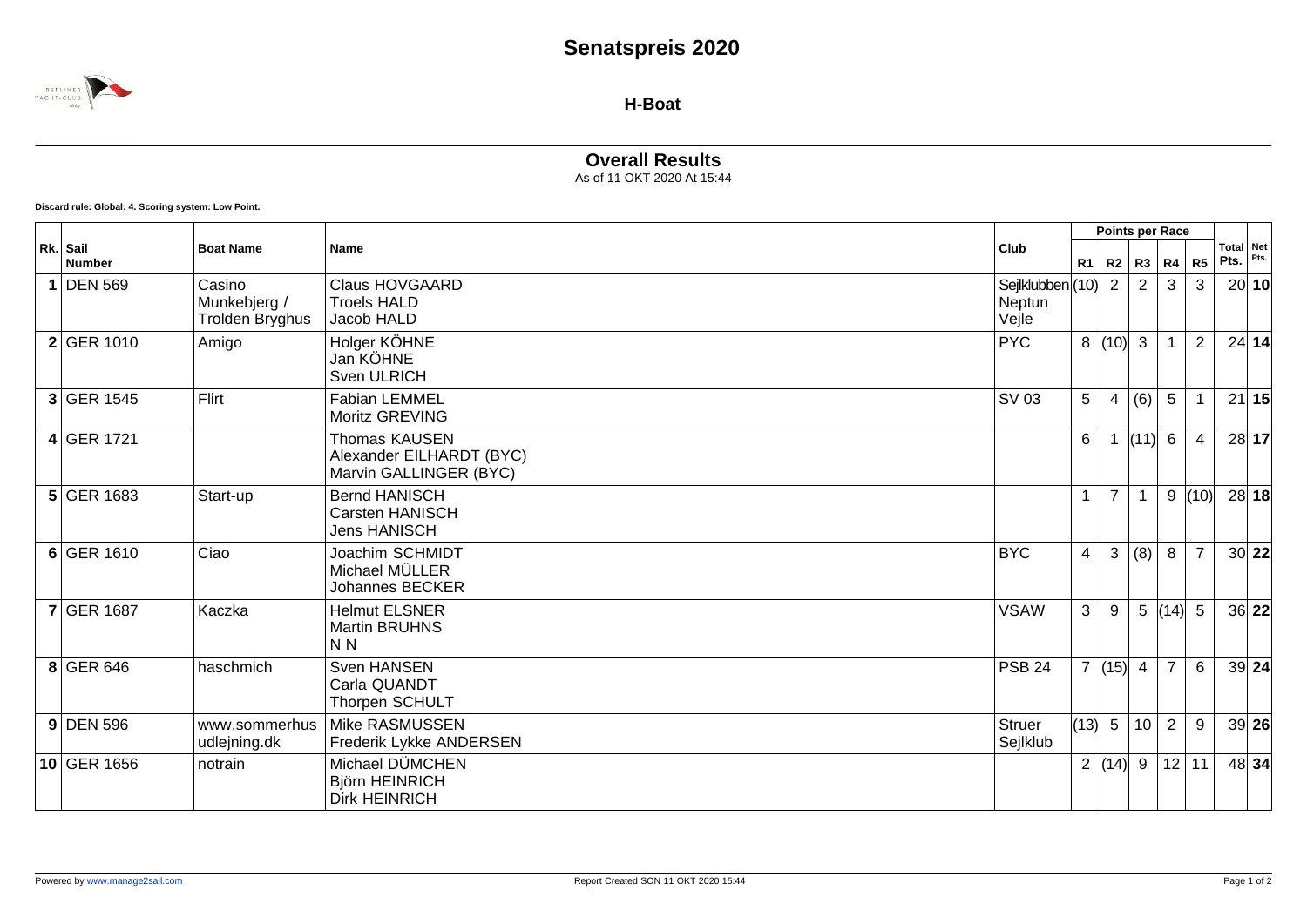# Senatspreis 2020

## H-Boat

### Overall Results

As of 11 OKT 2020 At 15:44

**Discard rule: Global: 4. Scoring system: Low Point.**

| Rk. | Sail Number | Boat Name | Name | Club | Points per Race | | | | | Total Pts. | Net Pts. |
|---|---|---|---|---|---|---|---|---|---|---|---|
| | | | | | R1 | R2 | R3 | R4 | R5 | | |
| **1** | DEN 569 | Casino Munkebjerg / Trolden Bryghus | Claus HOVGAARD<br>Troels HALD<br>Jacob HALD | Sejlklubben Neptun Vejle | (10) | 2 | 2 | 3 | 3 | 20 | **10** |
| **2** | GER 1010 | Amigo | Holger KÖHNE<br>Jan KÖHNE<br>Sven ULRICH | PYC | 8 | (10) | 3 | 1 | 2 | 24 | **14** |
| **3** | GER 1545 | Flirt | Fabian LEMMEL<br>Moritz GREVING | SV 03 | 5 | 4 | (6) | 5 | 1 | 21 | **15** |
| **4** | GER 1721 | | Thomas KAUSEN<br>Alexander EILHARDT (BYC)<br>Marvin GALLINGER (BYC) | | 6 | 1 | (11) | 6 | 4 | 28 | **17** |
| **5** | GER 1683 | Start-up | Bernd HANISCH<br>Carsten HANISCH<br>Jens HANISCH | | 1 | 7 | 1 | 9 | (10) | 28 | **18** |
| **6** | GER 1610 | Ciao | Joachim SCHMIDT<br>Michael MÜLLER<br>Johannes BECKER | BYC | 4 | 3 | (8) | 8 | 7 | 30 | **22** |
| **7** | GER 1687 | Kaczka | Helmut ELSNER<br>Martin BRUHNS<br>N N | VSAW | 3 | 9 | 5 | (14) | 5 | 36 | **22** |
| **8** | GER 646 | haschmich | Sven HANSEN<br>Carla QUANDT<br>Thorpen SCHULT | PSB 24 | 7 | (15) | 4 | 7 | 6 | 39 | **24** |
| **9** | DEN 596 | www.sommerhus udlejning.dk | Mike RASMUSSEN<br>Frederik Lykke ANDERSEN | Struer Sejlklub | (13) | 5 | 10 | 2 | 9 | 39 | **26** |
| **10** | GER 1656 | notrain | Michael DÜMCHEN<br>Björn HEINRICH<br>Dirk HEINRICH | | 2 | (14) | 9 | 12 | 11 | 48 | **34** |

Powered by www.manage2sail.com — Report Created SON 11 OKT 2020 15:44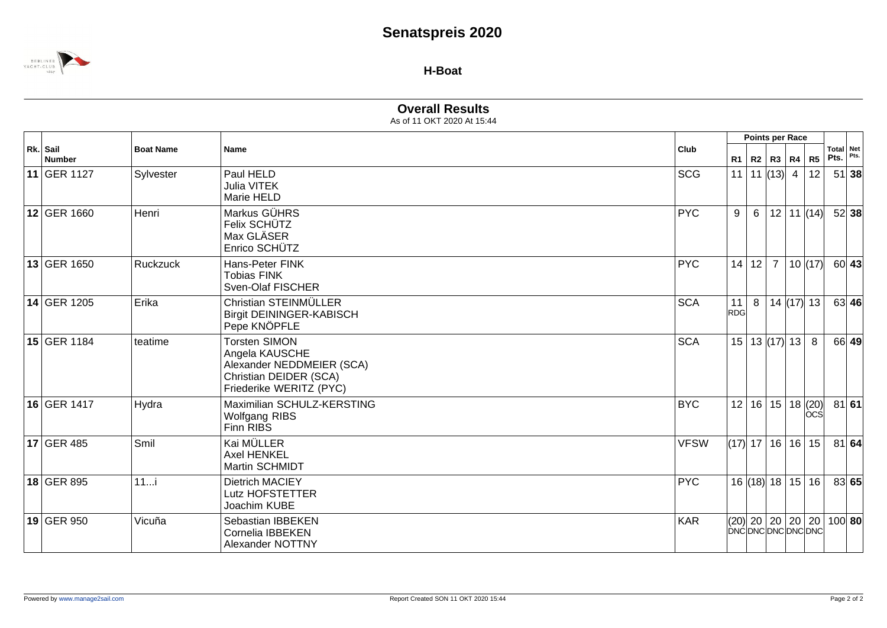# Senatspreis 2020

## H-Boat

### Overall Results

As of 11 OKT 2020 At 15:44

| Rk. | Sail Number | Boat Name | Name | Club | Points per Race | | | | | Total Pts. | Net Pts. |
|---|---|---|---|---|---|---|---|---|---|---|---|
| | | | | | R1 | R2 | R3 | R4 | R5 | | |
| **11** | GER 1127 | Sylvester | Paul HELD<br>Julia VITEK<br>Marie HELD | SCG | 11 | 11 | (13) | 4 | 12 | 51 | **38** |
| **12** | GER 1660 | Henri | Markus GÜHRS<br>Felix SCHÜTZ<br>Max GLÄSER<br>Enrico SCHÜTZ | PYC | 9 | 6 | 12 | 11 | (14) | 52 | **38** |
| **13** | GER 1650 | Ruckzuck | Hans-Peter FINK<br>Tobias FINK<br>Sven-Olaf FISCHER | PYC | 14 | 12 | 7 | 10 | (17) | 60 | **43** |
| **14** | GER 1205 | Erika | Christian STEINMÜLLER<br>Birgit DEININGER-KABISCH<br>Pepe KNÖPFLE | SCA | 11 RDG | 8 | 14 | (17) | 13 | 63 | **46** |
| **15** | GER 1184 | teatime | Torsten SIMON<br>Angela KAUSCHE<br>Alexander NEDDMEIER (SCA)<br>Christian DEIDER (SCA)<br>Friederike WERITZ (PYC) | SCA | 15 | 13 | (17) | 13 | 8 | 66 | **49** |
| **16** | GER 1417 | Hydra | Maximilian SCHULZ-KERSTING<br>Wolfgang RIBS<br>Finn RIBS | BYC | 12 | 16 | 15 | 18 | (20) OCS | 81 | **61** |
| **17** | GER 485 | Smil | Kai MÜLLER<br>Axel HENKEL<br>Martin SCHMIDT | VFSW | (17) | 17 | 16 | 16 | 15 | 81 | **64** |
| **18** | GER 895 | 11...i | Dietrich MACIEY<br>Lutz HOFSTETTER<br>Joachim KUBE | PYC | 16 | (18) | 18 | 15 | 16 | 83 | **65** |
| **19** | GER 950 | Vicuña | Sebastian IBBEKEN<br>Cornelia IBBEKEN<br>Alexander NOTTNY | KAR | (20) DNC | 20 DNC | 20 DNC | 20 DNC | 20 DNC | 100 | **80** |

Powered by www.manage2sail.com

Report Created SON 11 OKT 2020 15:44